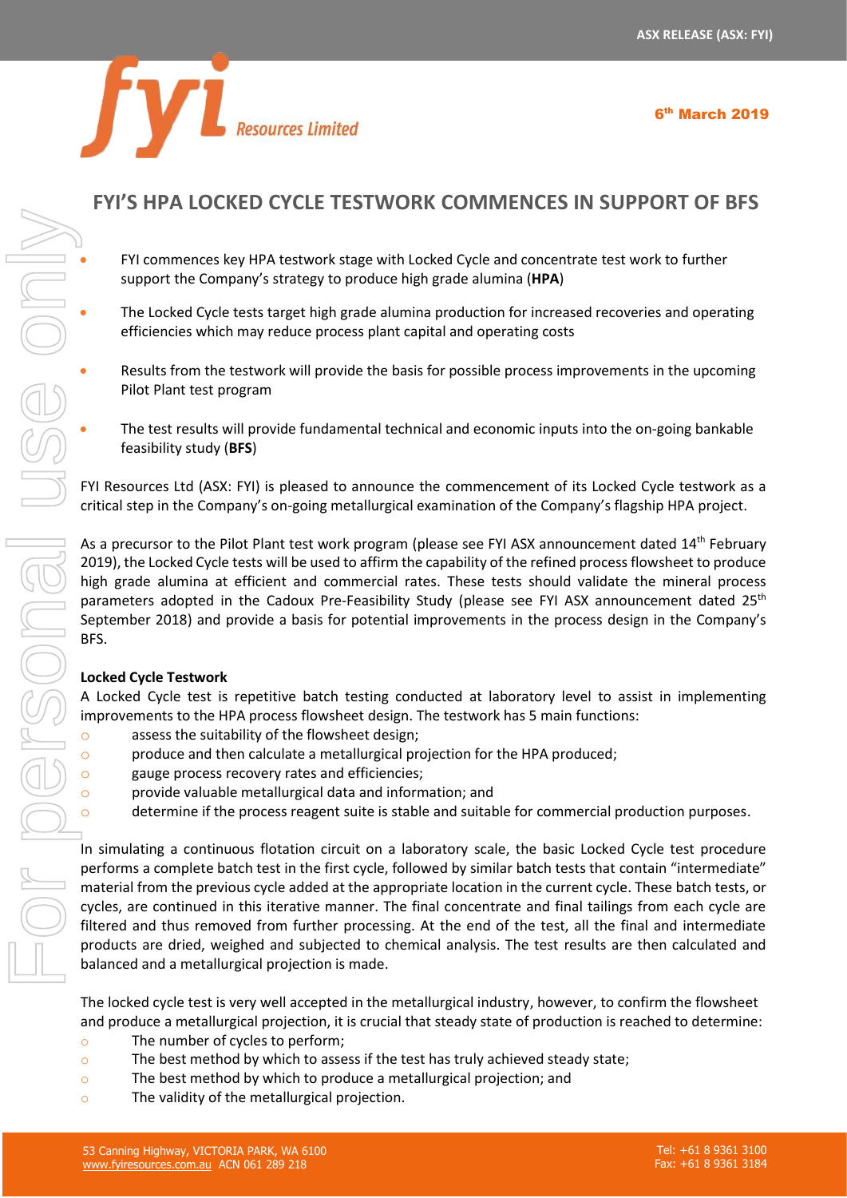ASX RELEASE (ASX: FYI)

6th March 2019

# FYI'S HPA LOCKED CYCLE TESTWORK COMMENCES IN SUPPORT OF BFS

- FYI commences key HPA testwork stage with Locked Cycle and concentrate test work to further support the Company's strategy to produce high grade alumina (**HPA**)
- The Locked Cycle tests target high grade alumina production for increased recoveries and operating efficiencies which may reduce process plant capital and operating costs
- Results from the testwork will provide the basis for possible process improvements in the upcoming Pilot Plant test program
- The test results will provide fundamental technical and economic inputs into the on-going bankable feasibility study (**BFS**)

FYI Resources Ltd (ASX: FYI) is pleased to announce the commencement of its Locked Cycle testwork as a critical step in the Company's on-going metallurgical examination of the Company's flagship HPA project.

As a precursor to the Pilot Plant test work program (please see FYI ASX announcement dated 14th February 2019), the Locked Cycle tests will be used to affirm the capability of the refined process flowsheet to produce high grade alumina at efficient and commercial rates. These tests should validate the mineral process parameters adopted in the Cadoux Pre-Feasibility Study (please see FYI ASX announcement dated 25th September 2018) and provide a basis for potential improvements in the process design in the Company's BFS.

**Locked Cycle Testwork**

A Locked Cycle test is repetitive batch testing conducted at laboratory level to assist in implementing improvements to the HPA process flowsheet design. The testwork has 5 main functions:

- assess the suitability of the flowsheet design;
- produce and then calculate a metallurgical projection for the HPA produced;
- gauge process recovery rates and efficiencies;
- provide valuable metallurgical data and information; and
- determine if the process reagent suite is stable and suitable for commercial production purposes.

In simulating a continuous flotation circuit on a laboratory scale, the basic Locked Cycle test procedure performs a complete batch test in the first cycle, followed by similar batch tests that contain "intermediate" material from the previous cycle added at the appropriate location in the current cycle. These batch tests, or cycles, are continued in this iterative manner. The final concentrate and final tailings from each cycle are filtered and thus removed from further processing. At the end of the test, all the final and intermediate products are dried, weighed and subjected to chemical analysis. The test results are then calculated and balanced and a metallurgical projection is made.

The locked cycle test is very well accepted in the metallurgical industry, however, to confirm the flowsheet and produce a metallurgical projection, it is crucial that steady state of production is reached to determine:

- The number of cycles to perform;
- The best method by which to assess if the test has truly achieved steady state;
- The best method by which to produce a metallurgical projection; and
- The validity of the metallurgical projection.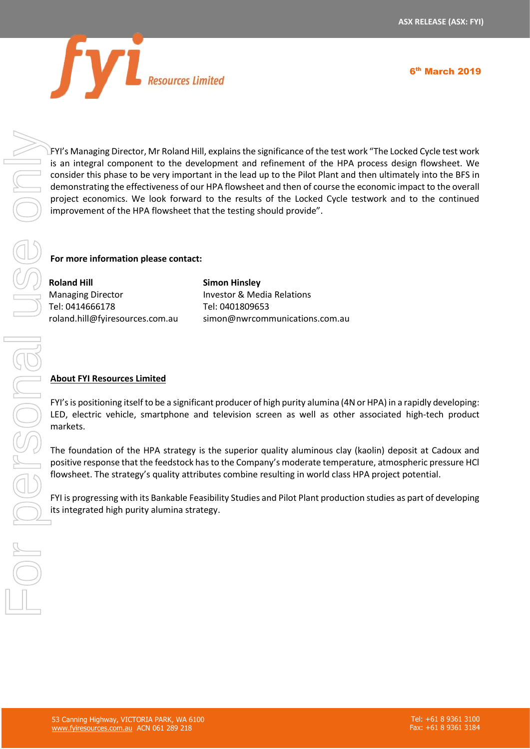FYI's Managing Director, Mr Roland Hill, explains the significance of the test work "The Locked Cycle test work is an integral component to the development and refinement of the HPA process design flowsheet. We consider this phase to be very important in the lead up to the Pilot Plant and then ultimately into the BFS in demonstrating the effectiveness of our HPA flowsheet and then of course the economic impact to the overall project economics. We look forward to the results of the Locked Cycle testwork and to the continued improvement of the HPA flowsheet that the testing should provide".

**For more information please contact:**

**Roland Hill**
Managing Director
Tel: 0414666178
roland.hill@fyiresources.com.au

**Simon Hinsley**
Investor & Media Relations
Tel: 0401809653
simon@nwrcommunications.com.au

## About FYI Resources Limited

FYI's is positioning itself to be a significant producer of high purity alumina (4N or HPA) in a rapidly developing: LED, electric vehicle, smartphone and television screen as well as other associated high-tech product markets.

The foundation of the HPA strategy is the superior quality aluminous clay (kaolin) deposit at Cadoux and positive response that the feedstock has to the Company's moderate temperature, atmospheric pressure HCl flowsheet. The strategy's quality attributes combine resulting in world class HPA project potential.

FYI is progressing with its Bankable Feasibility Studies and Pilot Plant production studies as part of developing its integrated high purity alumina strategy.